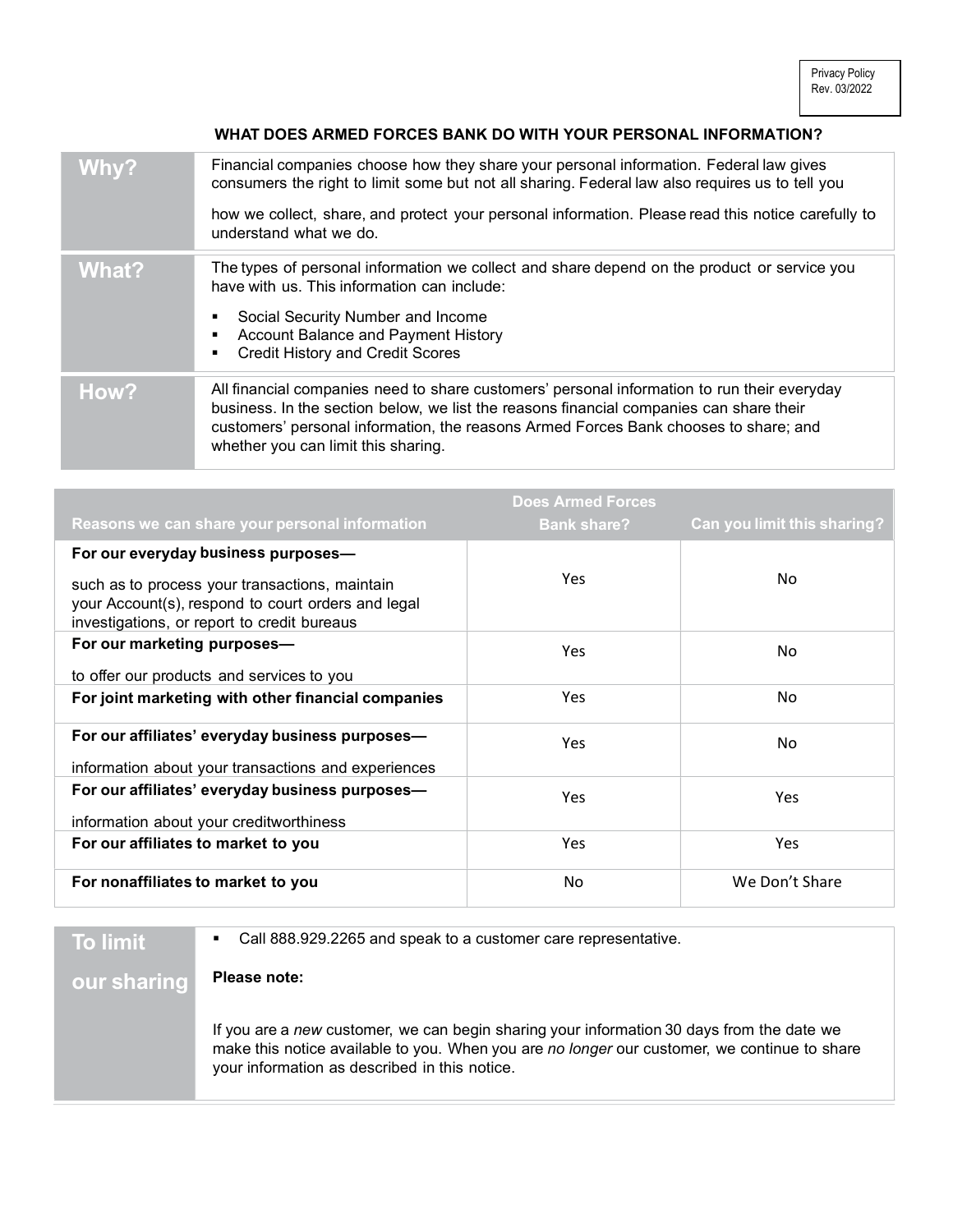Privacy Policy
Rev. 03/2022

# WHAT DOES ARMED FORCES BANK DO WITH YOUR PERSONAL INFORMATION?

| | |
|---|---|
| **Why?** | Financial companies choose how they share your personal information. Federal law gives consumers the right to limit some but not all sharing. Federal law also requires us to tell you how we collect, share, and protect your personal information. Please read this notice carefully to understand what we do. |
| **What?** | The types of personal information we collect and share depend on the product or service you have with us. This information can include:<br>▪ Social Security Number and Income<br>▪ Account Balance and Payment History<br>▪ Credit History and Credit Scores |
| **How?** | All financial companies need to share customers' personal information to run their everyday business. In the section below, we list the reasons financial companies can share their customers' personal information, the reasons Armed Forces Bank chooses to share; and whether you can limit this sharing. |

| Reasons we can share your personal information | Does Armed Forces Bank share? | Can you limit this sharing? |
|---|---|---|
| **For our everyday business purposes—**<br>such as to process your transactions, maintain your Account(s), respond to court orders and legal investigations, or report to credit bureaus | Yes | No |
| **For our marketing purposes—**<br>to offer our products and services to you | Yes | No |
| **For joint marketing with other financial companies** | Yes | No |
| **For our affiliates' everyday business purposes—**<br>information about your transactions and experiences | Yes | No |
| **For our affiliates' everyday business purposes—**<br>information about your creditworthiness | Yes | Yes |
| **For our affiliates to market to you** | Yes | Yes |
| **For nonaffiliates to market to you** | No | We Don't Share |

| | |
|---|---|
| **To limit our sharing** | ▪ Call 888.929.2265 and speak to a customer care representative.<br><br>**Please note:**<br><br>If you are a *new* customer, we can begin sharing your information 30 days from the date we make this notice available to you. When you are *no longer* our customer, we continue to share your information as described in this notice. |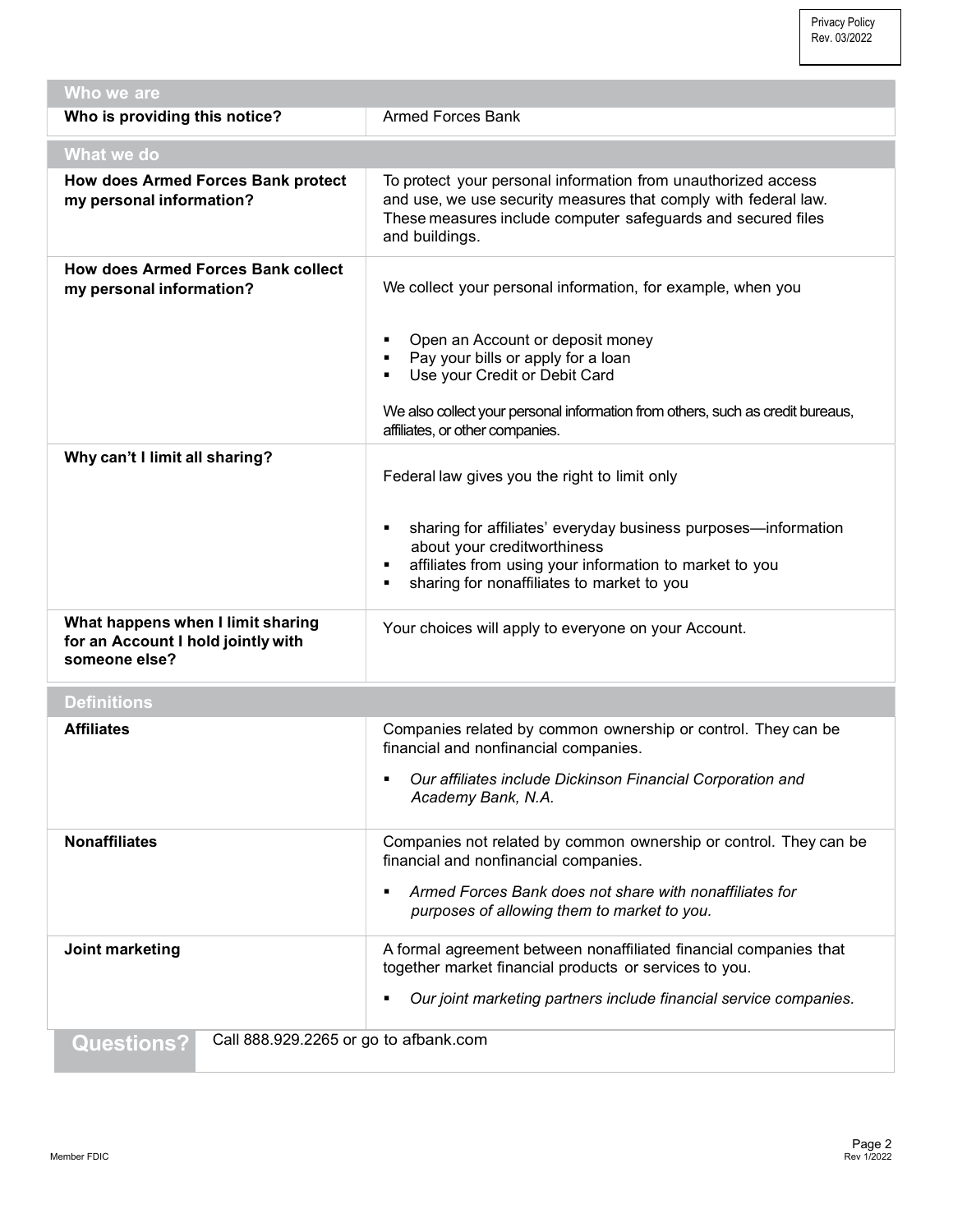| Who we are | |
|---|---|
| **Who is providing this notice?** | Armed Forces Bank |

| What we do | |
|---|---|
| **How does Armed Forces Bank protect my personal information?** | To protect your personal information from unauthorized access and use, we use security measures that comply with federal law. These measures include computer safeguards and secured files and buildings. |
| **How does Armed Forces Bank collect my personal information?** | We collect your personal information, for example, when you<br><br>▪ Open an Account or deposit money<br>▪ Pay your bills or apply for a loan<br>▪ Use your Credit or Debit Card<br><br>We also collect your personal information from others, such as credit bureaus, affiliates, or other companies. |
| **Why can't I limit all sharing?** | Federal law gives you the right to limit only<br><br>▪ sharing for affiliates' everyday business purposes—information about your creditworthiness<br>▪ affiliates from using your information to market to you<br>▪ sharing for nonaffiliates to market to you |
| **What happens when I limit sharing for an Account I hold jointly with someone else?** | Your choices will apply to everyone on your Account. |

| Definitions | |
|---|---|
| **Affiliates** | Companies related by common ownership or control. They can be financial and nonfinancial companies.<br><br>▪ *Our affiliates include Dickinson Financial Corporation and Academy Bank, N.A.* |
| **Nonaffiliates** | Companies not related by common ownership or control. They can be financial and nonfinancial companies.<br><br>▪ *Armed Forces Bank does not share with nonaffiliates for purposes of allowing them to market to you.* |
| **Joint marketing** | A formal agreement between nonaffiliated financial companies that together market financial products or services to you.<br><br>▪ *Our joint marketing partners include financial service companies.* |

| Questions? | Call 888.929.2265 or go to afbank.com |
|---|---|

Member FDIC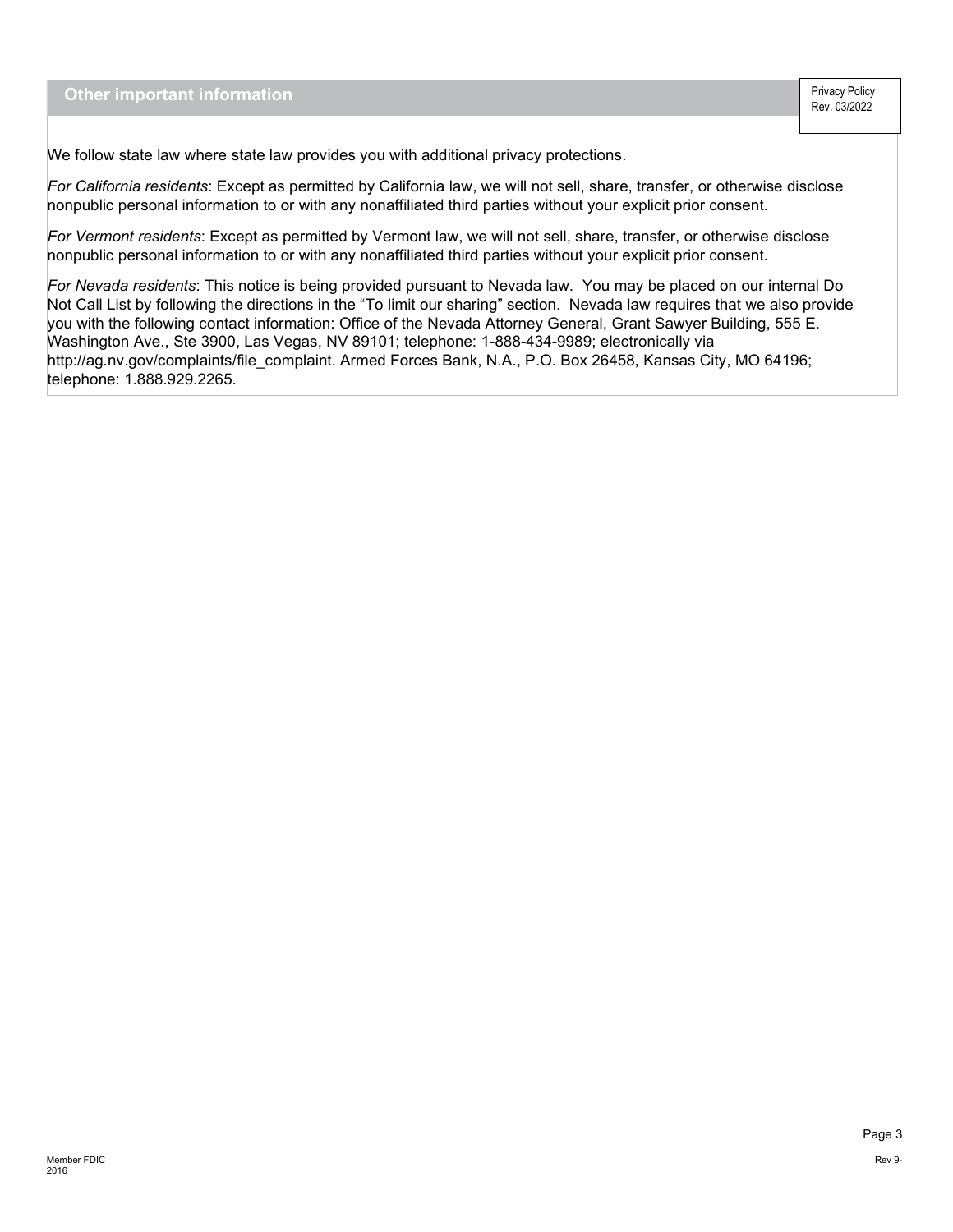## Other important information

Privacy Policy
Rev. 03/2022

We follow state law where state law provides you with additional privacy protections.

*For California residents*: Except as permitted by California law, we will not sell, share, transfer, or otherwise disclose nonpublic personal information to or with any nonaffiliated third parties without your explicit prior consent.

*For Vermont residents*: Except as permitted by Vermont law, we will not sell, share, transfer, or otherwise disclose nonpublic personal information to or with any nonaffiliated third parties without your explicit prior consent.

*For Nevada residents*: This notice is being provided pursuant to Nevada law. You may be placed on our internal Do Not Call List by following the directions in the "To limit our sharing" section. Nevada law requires that we also provide you with the following contact information: Office of the Nevada Attorney General, Grant Sawyer Building, 555 E. Washington Ave., Ste 3900, Las Vegas, NV 89101; telephone: 1-888-434-9989; electronically via http://ag.nv.gov/complaints/file_complaint. Armed Forces Bank, N.A., P.O. Box 26458, Kansas City, MO 64196; telephone: 1.888.929.2265.

Member FDIC

Rev 9-2016